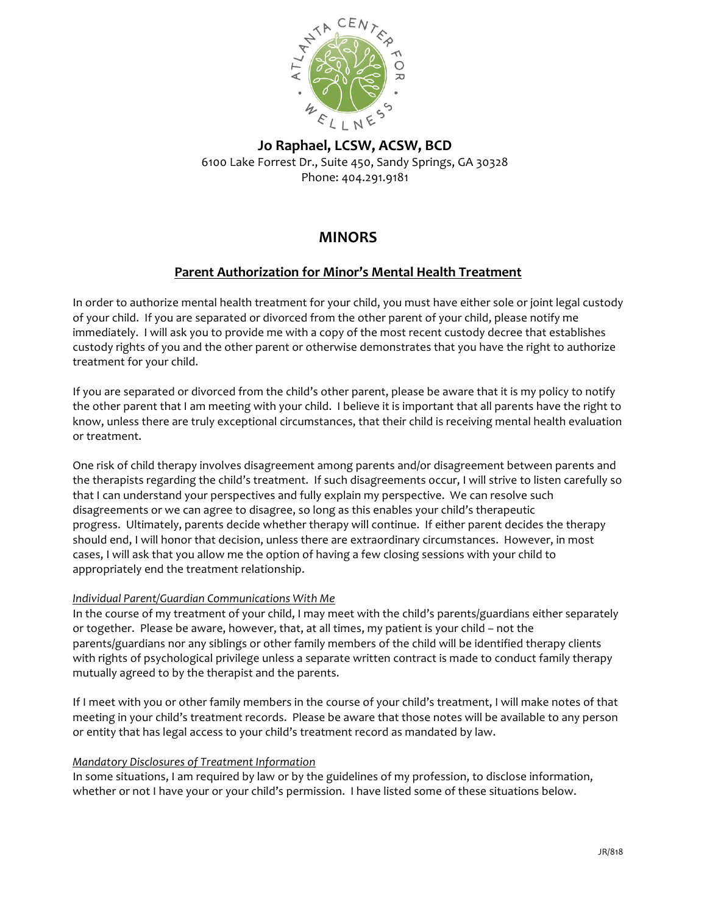**Jo Raphael, LCSW, ACSW, BCD**
6100 Lake Forrest Dr., Suite 450, Sandy Springs, GA 30328
Phone: 404.291.9181

# MINORS

## Parent Authorization for Minor's Mental Health Treatment

In order to authorize mental health treatment for your child, you must have either sole or joint legal custody of your child. If you are separated or divorced from the other parent of your child, please notify me immediately. I will ask you to provide me with a copy of the most recent custody decree that establishes custody rights of you and the other parent or otherwise demonstrates that you have the right to authorize treatment for your child.

If you are separated or divorced from the child's other parent, please be aware that it is my policy to notify the other parent that I am meeting with your child. I believe it is important that all parents have the right to know, unless there are truly exceptional circumstances, that their child is receiving mental health evaluation or treatment.

One risk of child therapy involves disagreement among parents and/or disagreement between parents and the therapists regarding the child's treatment. If such disagreements occur, I will strive to listen carefully so that I can understand your perspectives and fully explain my perspective. We can resolve such disagreements or we can agree to disagree, so long as this enables your child's therapeutic progress. Ultimately, parents decide whether therapy will continue. If either parent decides the therapy should end, I will honor that decision, unless there are extraordinary circumstances. However, in most cases, I will ask that you allow me the option of having a few closing sessions with your child to appropriately end the treatment relationship.

*Individual Parent/Guardian Communications With Me*

In the course of my treatment of your child, I may meet with the child's parents/guardians either separately or together. Please be aware, however, that, at all times, my patient is your child – not the parents/guardians nor any siblings or other family members of the child will be identified therapy clients with rights of psychological privilege unless a separate written contract is made to conduct family therapy mutually agreed to by the therapist and the parents.

If I meet with you or other family members in the course of your child's treatment, I will make notes of that meeting in your child's treatment records. Please be aware that those notes will be available to any person or entity that has legal access to your child's treatment record as mandated by law.

*Mandatory Disclosures of Treatment Information*

In some situations, I am required by law or by the guidelines of my profession, to disclose information, whether or not I have your or your child's permission. I have listed some of these situations below.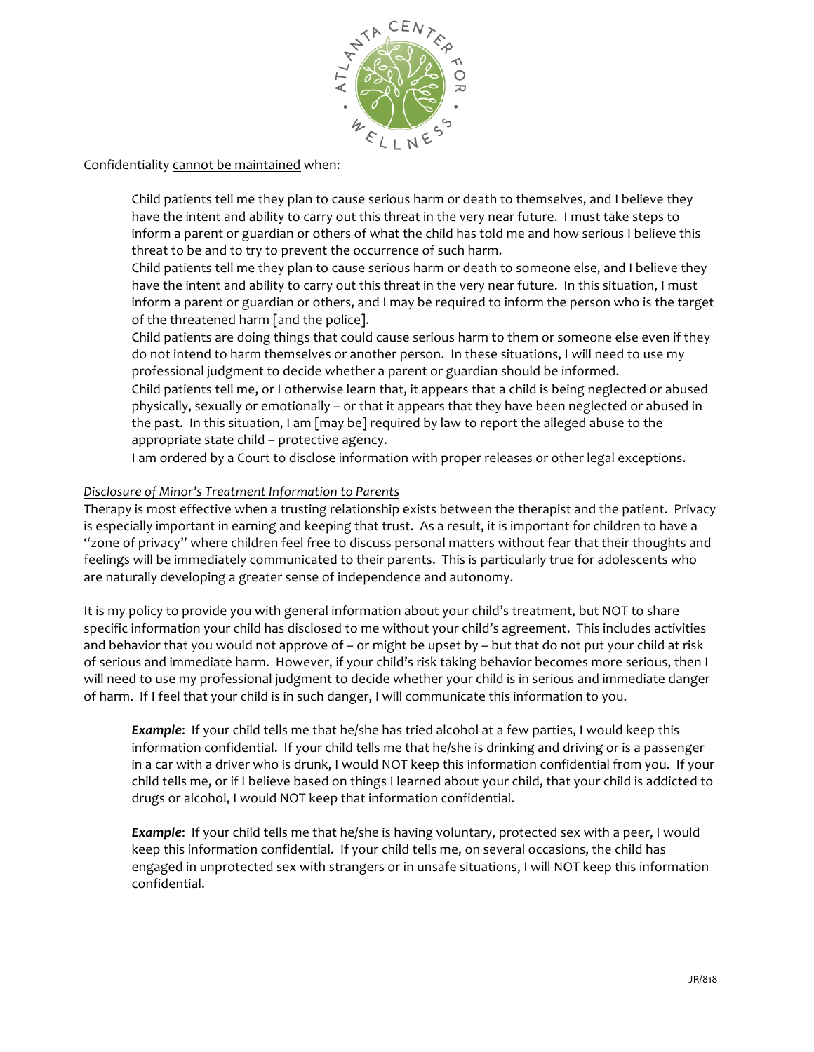Confidentiality <u>cannot be maintained</u> when:

- Child patients tell me they plan to cause serious harm or death to themselves, and I believe they have the intent and ability to carry out this threat in the very near future. I must take steps to inform a parent or guardian or others of what the child has told me and how serious I believe this threat to be and to try to prevent the occurrence of such harm.
- Child patients tell me they plan to cause serious harm or death to someone else, and I believe they have the intent and ability to carry out this threat in the very near future. In this situation, I must inform a parent or guardian or others, and I may be required to inform the person who is the target of the threatened harm [and the police].
- Child patients are doing things that could cause serious harm to them or someone else even if they do not intend to harm themselves or another person. In these situations, I will need to use my professional judgment to decide whether a parent or guardian should be informed.
- Child patients tell me, or I otherwise learn that, it appears that a child is being neglected or abused physically, sexually or emotionally – or that it appears that they have been neglected or abused in the past. In this situation, I am [may be] required by law to report the alleged abuse to the appropriate state child – protective agency.
- I am ordered by a Court to disclose information with proper releases or other legal exceptions.

*<u>Disclosure of Minor's Treatment Information to Parents</u>*

Therapy is most effective when a trusting relationship exists between the therapist and the patient. Privacy is especially important in earning and keeping that trust. As a result, it is important for children to have a "zone of privacy" where children feel free to discuss personal matters without fear that their thoughts and feelings will be immediately communicated to their parents. This is particularly true for adolescents who are naturally developing a greater sense of independence and autonomy.

It is my policy to provide you with general information about your child's treatment, but NOT to share specific information your child has disclosed to me without your child's agreement. This includes activities and behavior that you would not approve of – or might be upset by – but that do not put your child at risk of serious and immediate harm. However, if your child's risk taking behavior becomes more serious, then I will need to use my professional judgment to decide whether your child is in serious and immediate danger of harm. If I feel that your child is in such danger, I will communicate this information to you.

> ***Example***: If your child tells me that he/she has tried alcohol at a few parties, I would keep this information confidential. If your child tells me that he/she is drinking and driving or is a passenger in a car with a driver who is drunk, I would NOT keep this information confidential from you. If your child tells me, or if I believe based on things I learned about your child, that your child is addicted to drugs or alcohol, I would NOT keep that information confidential.

> ***Example***: If your child tells me that he/she is having voluntary, protected sex with a peer, I would keep this information confidential. If your child tells me, on several occasions, the child has engaged in unprotected sex with strangers or in unsafe situations, I will NOT keep this information confidential.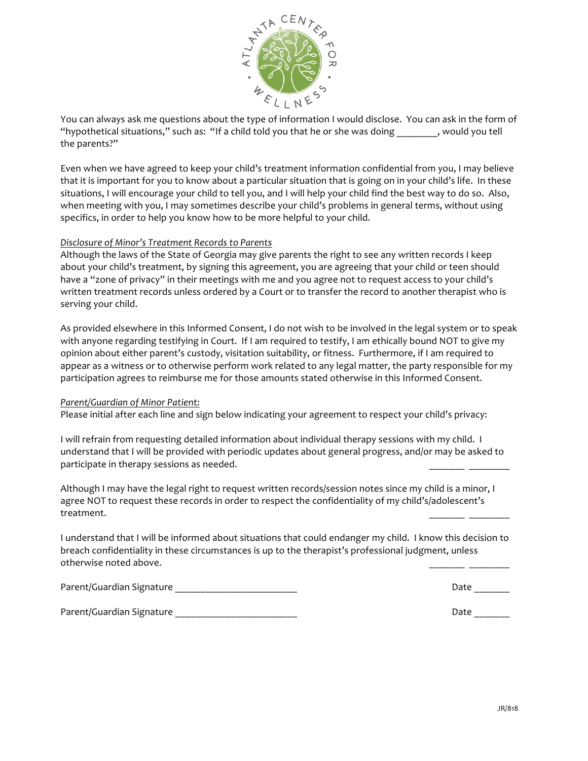You can always ask me questions about the type of information I would disclose. You can ask in the form of "hypothetical situations," such as: "If a child told you that he or she was doing ________, would you tell the parents?"

Even when we have agreed to keep your child's treatment information confidential from you, I may believe that it is important for you to know about a particular situation that is going on in your child's life. In these situations, I will encourage your child to tell you, and I will help your child find the best way to do so. Also, when meeting with you, I may sometimes describe your child's problems in general terms, without using specifics, in order to help you know how to be more helpful to your child.

*Disclosure of Minor's Treatment Records to Parents*

Although the laws of the State of Georgia may give parents the right to see any written records I keep about your child's treatment, by signing this agreement, you are agreeing that your child or teen should have a "zone of privacy" in their meetings with me and you agree not to request access to your child's written treatment records unless ordered by a Court or to transfer the record to another therapist who is serving your child.

As provided elsewhere in this Informed Consent, I do not wish to be involved in the legal system or to speak with anyone regarding testifying in Court. If I am required to testify, I am ethically bound NOT to give my opinion about either parent's custody, visitation suitability, or fitness. Furthermore, if I am required to appear as a witness or to otherwise perform work related to any legal matter, the party responsible for my participation agrees to reimburse me for those amounts stated otherwise in this Informed Consent.

*Parent/Guardian of Minor Patient:*

Please initial after each line and sign below indicating your agreement to respect your child's privacy:

I will refrain from requesting detailed information about individual therapy sessions with my child. I understand that I will be provided with periodic updates about general progress, and/or may be asked to participate in therapy sessions as needed. _______ ________

Although I may have the legal right to request written records/session notes since my child is a minor, I agree NOT to request these records in order to respect the confidentiality of my child's/adolescent's treatment. _______ ________

I understand that I will be informed about situations that could endanger my child. I know this decision to breach confidentiality in these circumstances is up to the therapist's professional judgment, unless otherwise noted above. _______ ________

Parent/Guardian Signature ________________________ Date _______

Parent/Guardian Signature ________________________ Date _______

JR/818